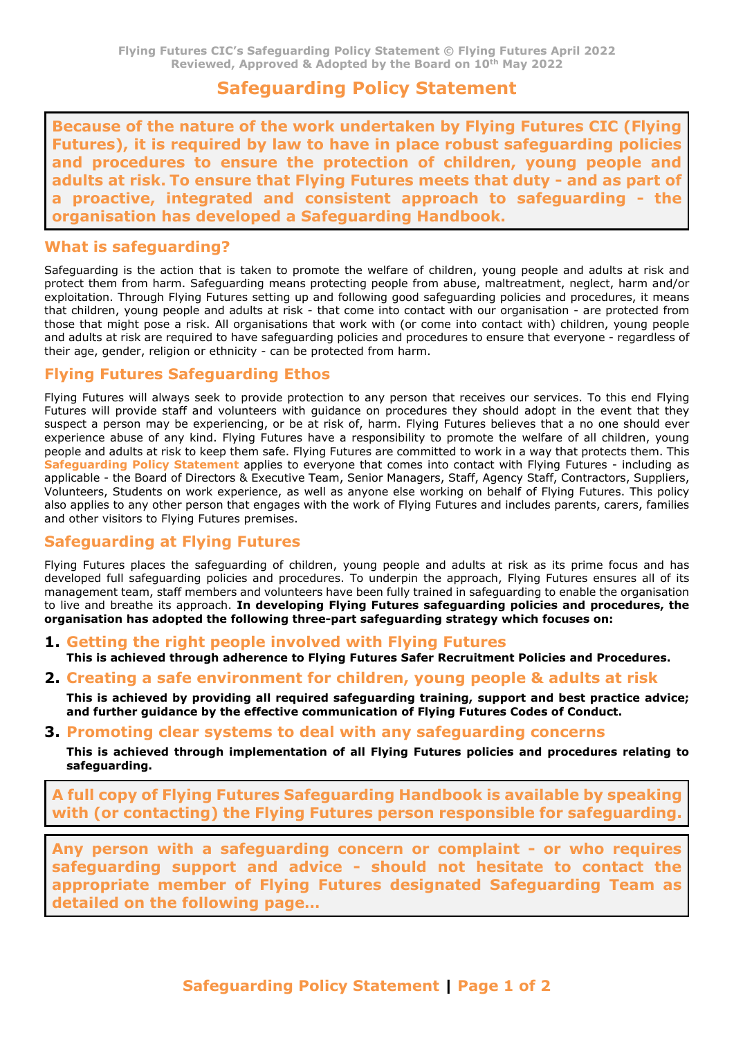Flying Futures CIC's Safeguarding Policy Statement © Flying Futures April 2022
Reviewed, Approved & Adopted by the Board on 10th May 2022

# Safeguarding Policy Statement

**Because of the nature of the work undertaken by Flying Futures CIC (Flying Futures), it is required by law to have in place robust safeguarding policies and procedures to ensure the protection of children, young people and adults at risk. To ensure that Flying Futures meets that duty - and as part of a proactive, integrated and consistent approach to safeguarding - the organisation has developed a Safeguarding Handbook.**

## What is safeguarding?

Safeguarding is the action that is taken to promote the welfare of children, young people and adults at risk and protect them from harm. Safeguarding means protecting people from abuse, maltreatment, neglect, harm and/or exploitation. Through Flying Futures setting up and following good safeguarding policies and procedures, it means that children, young people and adults at risk - that come into contact with our organisation - are protected from those that might pose a risk. All organisations that work with (or come into contact with) children, young people and adults at risk are required to have safeguarding policies and procedures to ensure that everyone - regardless of their age, gender, religion or ethnicity - can be protected from harm.

## Flying Futures Safeguarding Ethos

Flying Futures will always seek to provide protection to any person that receives our services. To this end Flying Futures will provide staff and volunteers with guidance on procedures they should adopt in the event that they suspect a person may be experiencing, or be at risk of, harm. Flying Futures believes that a no one should ever experience abuse of any kind. Flying Futures have a responsibility to promote the welfare of all children, young people and adults at risk to keep them safe. Flying Futures are committed to work in a way that protects them. This **Safeguarding Policy Statement** applies to everyone that comes into contact with Flying Futures - including as applicable - the Board of Directors & Executive Team, Senior Managers, Staff, Agency Staff, Contractors, Suppliers, Volunteers, Students on work experience, as well as anyone else working on behalf of Flying Futures. This policy also applies to any other person that engages with the work of Flying Futures and includes parents, carers, families and other visitors to Flying Futures premises.

## Safeguarding at Flying Futures

Flying Futures places the safeguarding of children, young people and adults at risk as its prime focus and has developed full safeguarding policies and procedures. To underpin the approach, Flying Futures ensures all of its management team, staff members and volunteers have been fully trained in safeguarding to enable the organisation to live and breathe its approach. **In developing Flying Futures safeguarding policies and procedures, the organisation has adopted the following three-part safeguarding strategy which focuses on:**

1. **Getting the right people involved with Flying Futures**
   **This is achieved through adherence to Flying Futures Safer Recruitment Policies and Procedures.**
2. **Creating a safe environment for children, young people & adults at risk**
   **This is achieved by providing all required safeguarding training, support and best practice advice; and further guidance by the effective communication of Flying Futures Codes of Conduct.**
3. **Promoting clear systems to deal with any safeguarding concerns**
   **This is achieved through implementation of all Flying Futures policies and procedures relating to safeguarding.**

**A full copy of Flying Futures Safeguarding Handbook is available by speaking with (or contacting) the Flying Futures person responsible for safeguarding.**

**Any person with a safeguarding concern or complaint - or who requires safeguarding support and advice - should not hesitate to contact the appropriate member of Flying Futures designated Safeguarding Team as detailed on the following page…**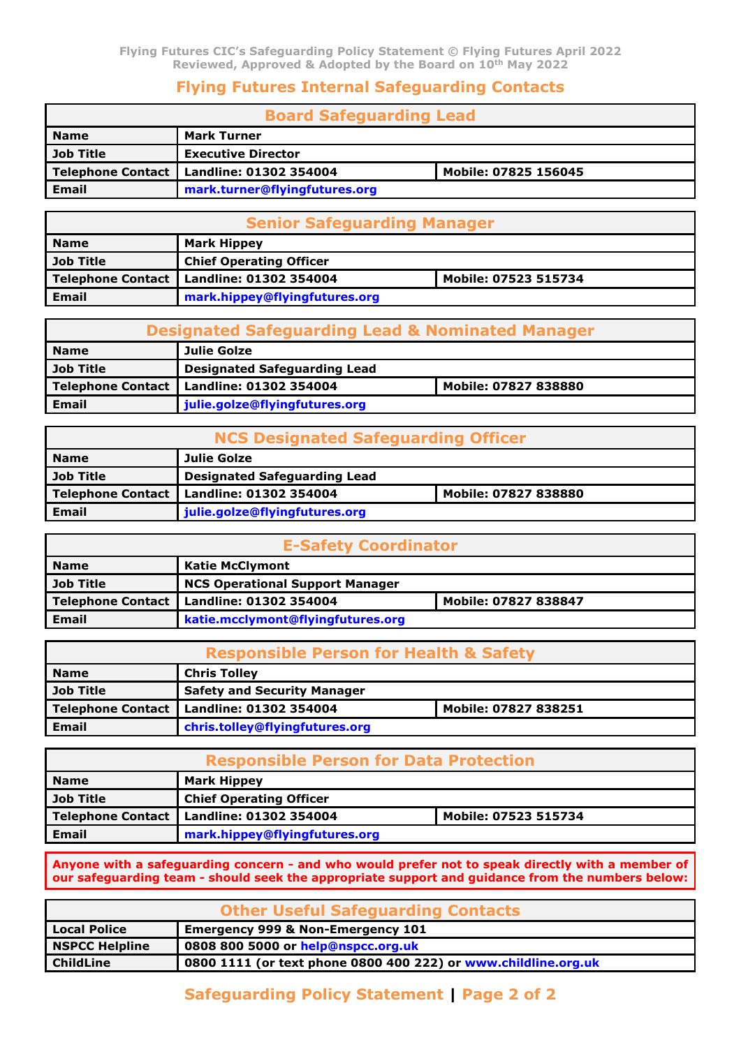Flying Futures CIC's Safeguarding Policy Statement © Flying Futures April 2022
Reviewed, Approved & Adopted by the Board on 10th May 2022

## Flying Futures Internal Safeguarding Contacts

| Board Safeguarding Lead | | |
|---|---|---|
| **Name** | **Mark Turner** | |
| **Job Title** | **Executive Director** | |
| **Telephone Contact** | **Landline: 01302 354004** | **Mobile: 07825 156045** |
| **Email** | **mark.turner@flyingfutures.org** | |

| Senior Safeguarding Manager | | |
|---|---|---|
| **Name** | **Mark Hippey** | |
| **Job Title** | **Chief Operating Officer** | |
| **Telephone Contact** | **Landline: 01302 354004** | **Mobile: 07523 515734** |
| **Email** | **mark.hippey@flyingfutures.org** | |

| Designated Safeguarding Lead & Nominated Manager | | |
|---|---|---|
| **Name** | **Julie Golze** | |
| **Job Title** | **Designated Safeguarding Lead** | |
| **Telephone Contact** | **Landline: 01302 354004** | **Mobile: 07827 838880** |
| **Email** | **julie.golze@flyingfutures.org** | |

| NCS Designated Safeguarding Officer | | |
|---|---|---|
| **Name** | **Julie Golze** | |
| **Job Title** | **Designated Safeguarding Lead** | |
| **Telephone Contact** | **Landline: 01302 354004** | **Mobile: 07827 838880** |
| **Email** | **julie.golze@flyingfutures.org** | |

| E-Safety Coordinator | | |
|---|---|---|
| **Name** | **Katie McClymont** | |
| **Job Title** | **NCS Operational Support Manager** | |
| **Telephone Contact** | **Landline: 01302 354004** | **Mobile: 07827 838847** |
| **Email** | **katie.mcclymont@flyingfutures.org** | |

| Responsible Person for Health & Safety | | |
|---|---|---|
| **Name** | **Chris Tolley** | |
| **Job Title** | **Safety and Security Manager** | |
| **Telephone Contact** | **Landline: 01302 354004** | **Mobile: 07827 838251** |
| **Email** | **chris.tolley@flyingfutures.org** | |

| Responsible Person for Data Protection | | |
|---|---|---|
| **Name** | **Mark Hippey** | |
| **Job Title** | **Chief Operating Officer** | |
| **Telephone Contact** | **Landline: 01302 354004** | **Mobile: 07523 515734** |
| **Email** | **mark.hippey@flyingfutures.org** | |

**Anyone with a safeguarding concern - and who would prefer not to speak directly with a member of our safeguarding team - should seek the appropriate support and guidance from the numbers below:**

| Other Useful Safeguarding Contacts | |
|---|---|
| **Local Police** | **Emergency 999 & Non-Emergency 101** |
| **NSPCC Helpline** | **0808 800 5000 or help@nspcc.org.uk** |
| **ChildLine** | **0800 1111 (or text phone 0800 400 222) or www.childline.org.uk** |